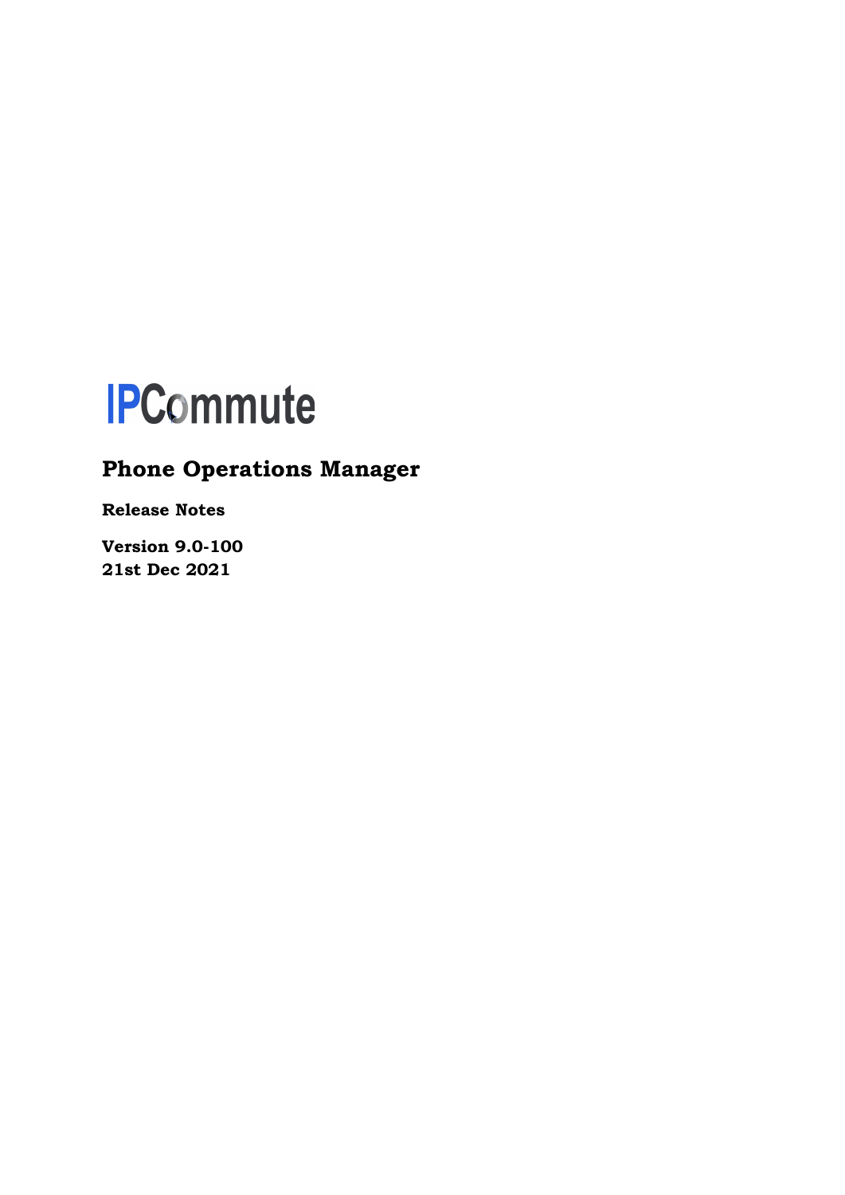# IPCommute

## Phone Operations Manager

**Release Notes**

**Version 9.0-100**
**21st Dec 2021**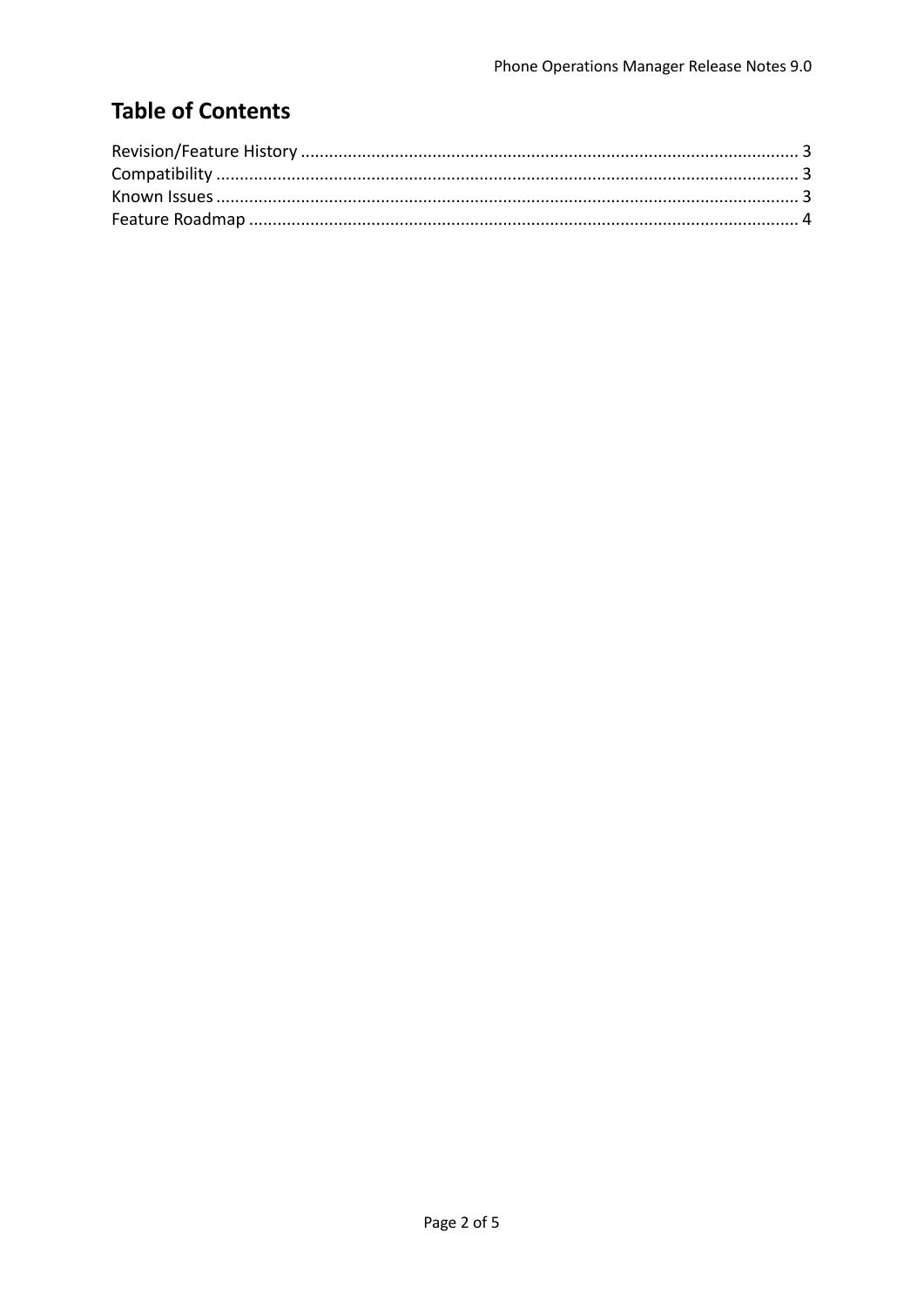# Table of Contents

Revision/Feature History ........................................................................................................ 3
Compatibility ........................................................................................................................ 3
Known Issues ........................................................................................................................ 3
Feature Roadmap .................................................................................................................. 4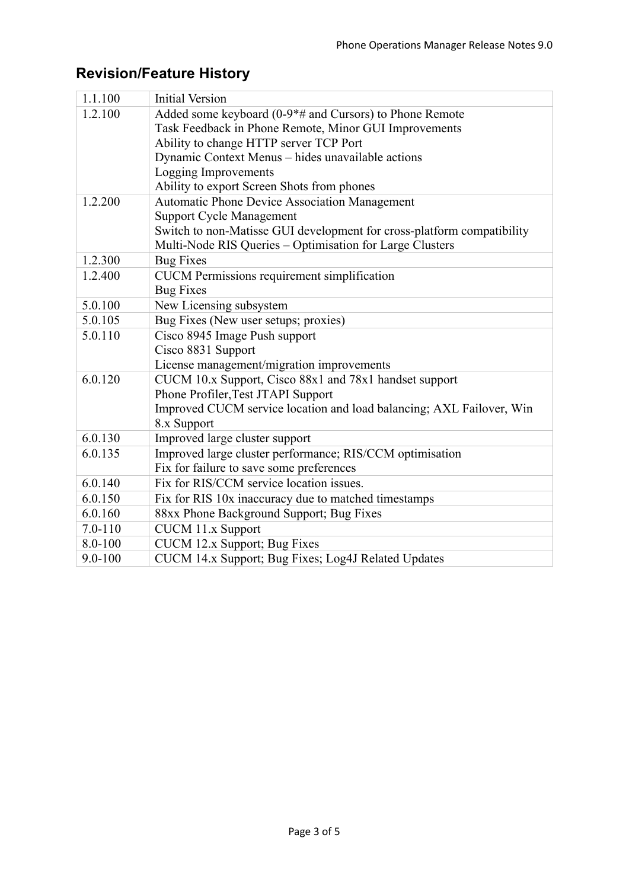## Revision/Feature History

| Version | Changes |
|---|---|
| 1.1.100 | Initial Version |
| 1.2.100 | Added some keyboard (0-9*# and Cursors) to Phone Remote<br>Task Feedback in Phone Remote, Minor GUI Improvements<br>Ability to change HTTP server TCP Port<br>Dynamic Context Menus – hides unavailable actions<br>Logging Improvements<br>Ability to export Screen Shots from phones |
| 1.2.200 | Automatic Phone Device Association Management<br>Support Cycle Management<br>Switch to non-Matisse GUI development for cross-platform compatibility<br>Multi-Node RIS Queries – Optimisation for Large Clusters |
| 1.2.300 | Bug Fixes |
| 1.2.400 | CUCM Permissions requirement simplification<br>Bug Fixes |
| 5.0.100 | New Licensing subsystem |
| 5.0.105 | Bug Fixes (New user setups; proxies) |
| 5.0.110 | Cisco 8945 Image Push support<br>Cisco 8831 Support<br>License management/migration improvements |
| 6.0.120 | CUCM 10.x Support, Cisco 88x1 and 78x1 handset support<br>Phone Profiler,Test JTAPI Support<br>Improved CUCM service location and load balancing; AXL Failover, Win 8.x Support |
| 6.0.130 | Improved large cluster support |
| 6.0.135 | Improved large cluster performance; RIS/CCM optimisation<br>Fix for failure to save some preferences |
| 6.0.140 | Fix for RIS/CCM service location issues. |
| 6.0.150 | Fix for RIS 10x inaccuracy due to matched timestamps |
| 6.0.160 | 88xx Phone Background Support; Bug Fixes |
| 7.0-110 | CUCM 11.x Support |
| 8.0-100 | CUCM 12.x Support; Bug Fixes |
| 9.0-100 | CUCM 14.x Support; Bug Fixes; Log4J Related Updates |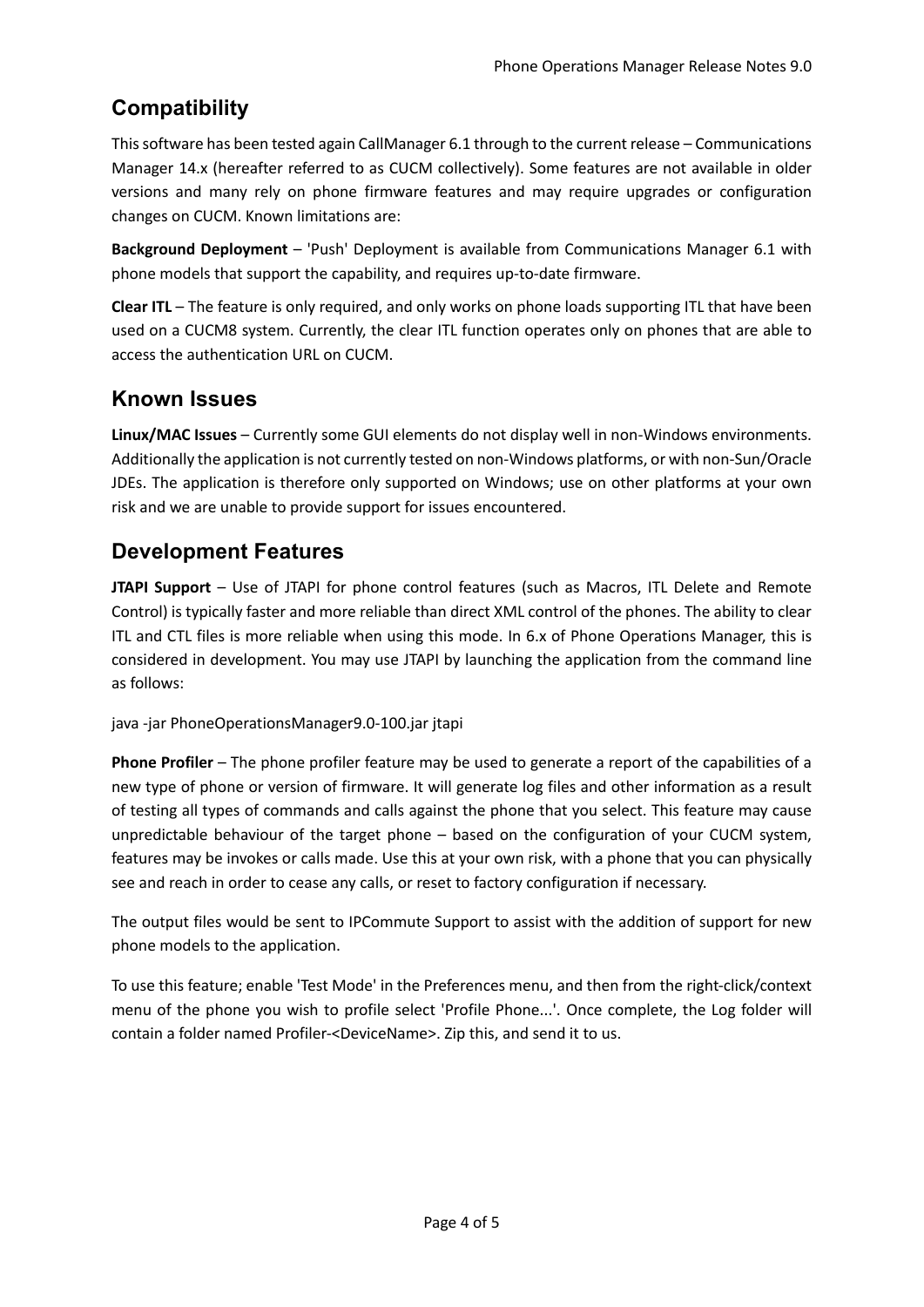## Compatibility

This software has been tested again CallManager 6.1 through to the current release – Communications Manager 14.x (hereafter referred to as CUCM collectively). Some features are not available in older versions and many rely on phone firmware features and may require upgrades or configuration changes on CUCM. Known limitations are:

**Background Deployment** – 'Push' Deployment is available from Communications Manager 6.1 with phone models that support the capability, and requires up-to-date firmware.

**Clear ITL** – The feature is only required, and only works on phone loads supporting ITL that have been used on a CUCM8 system. Currently, the clear ITL function operates only on phones that are able to access the authentication URL on CUCM.

## Known Issues

**Linux/MAC Issues** – Currently some GUI elements do not display well in non-Windows environments. Additionally the application is not currently tested on non-Windows platforms, or with non-Sun/Oracle JDEs. The application is therefore only supported on Windows; use on other platforms at your own risk and we are unable to provide support for issues encountered.

## Development Features

**JTAPI Support** – Use of JTAPI for phone control features (such as Macros, ITL Delete and Remote Control) is typically faster and more reliable than direct XML control of the phones. The ability to clear ITL and CTL files is more reliable when using this mode. In 6.x of Phone Operations Manager, this is considered in development. You may use JTAPI by launching the application from the command line as follows:

```
java -jar PhoneOperationsManager9.0-100.jar jtapi
```

**Phone Profiler** – The phone profiler feature may be used to generate a report of the capabilities of a new type of phone or version of firmware. It will generate log files and other information as a result of testing all types of commands and calls against the phone that you select. This feature may cause unpredictable behaviour of the target phone – based on the configuration of your CUCM system, features may be invokes or calls made. Use this at your own risk, with a phone that you can physically see and reach in order to cease any calls, or reset to factory configuration if necessary.

The output files would be sent to IPCommute Support to assist with the addition of support for new phone models to the application.

To use this feature; enable 'Test Mode' in the Preferences menu, and then from the right-click/context menu of the phone you wish to profile select 'Profile Phone...'. Once complete, the Log folder will contain a folder named Profiler-<DeviceName>. Zip this, and send it to us.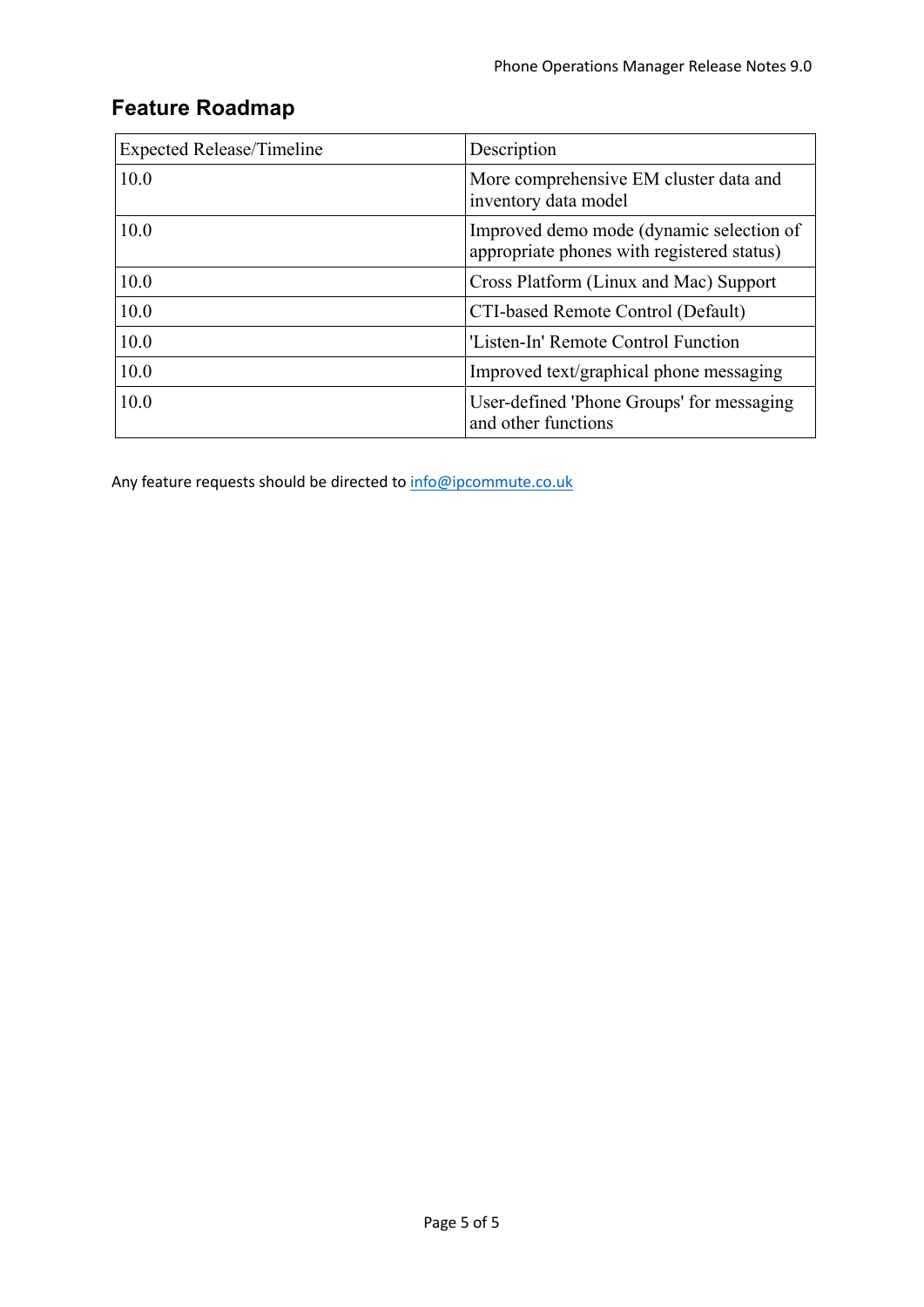## Feature Roadmap

| Expected Release/Timeline | Description |
|---|---|
| 10.0 | More comprehensive EM cluster data and inventory data model |
| 10.0 | Improved demo mode (dynamic selection of appropriate phones with registered status) |
| 10.0 | Cross Platform (Linux and Mac) Support |
| 10.0 | CTI-based Remote Control (Default) |
| 10.0 | 'Listen-In' Remote Control Function |
| 10.0 | Improved text/graphical phone messaging |
| 10.0 | User-defined 'Phone Groups' for messaging and other functions |

Any feature requests should be directed to info@ipcommute.co.uk